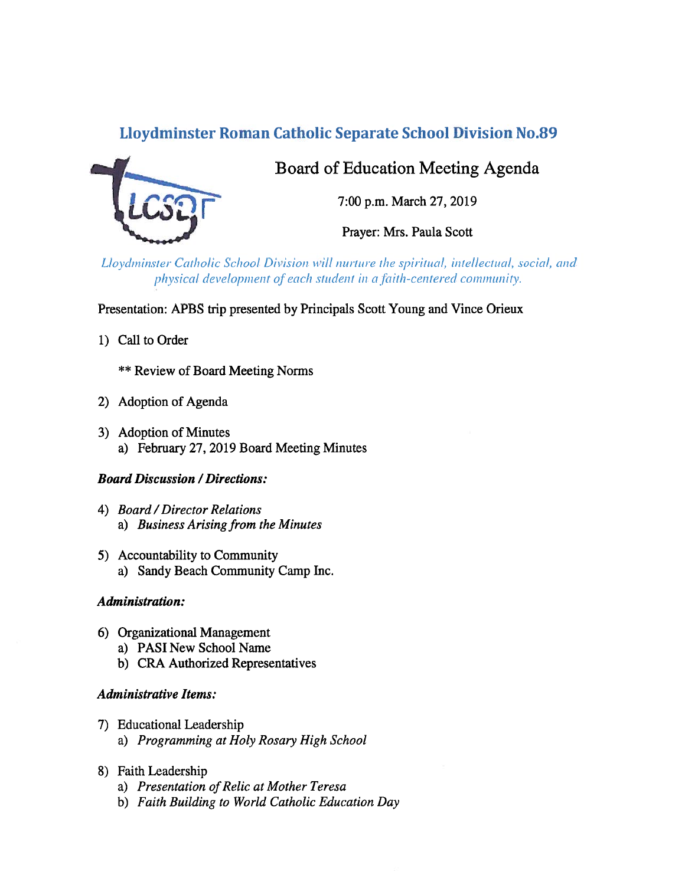# Lloydminster Roman Catholic Separate School Division No.89

## Board of Education Meeting Agenda

7:00 p.m. March 27, 2019

Prayer: Mrs. Paula Scott

*Lloydminster Catholic School Division will nurture the spiritual, intellectual, social, and physical development of each student in a faith-centered community.*

Presentation: APBS trip presented by Principals Scott Young and Vince Orieux

1) Call to Order

   ** Review of Board Meeting Norms

2) Adoption of Agenda

3) Adoption of Minutes
   a) February 27, 2019 Board Meeting Minutes

***Board Discussion / Directions:***

4) *Board / Director Relations*
   a) *Business Arising from the Minutes*

5) Accountability to Community
   a) Sandy Beach Community Camp Inc.

***Administration:***

6) Organizational Management
   a) PASI New School Name
   b) CRA Authorized Representatives

***Administrative Items:***

7) Educational Leadership
   a) *Programming at Holy Rosary High School*

8) Faith Leadership
   a) *Presentation of Relic at Mother Teresa*
   b) *Faith Building to World Catholic Education Day*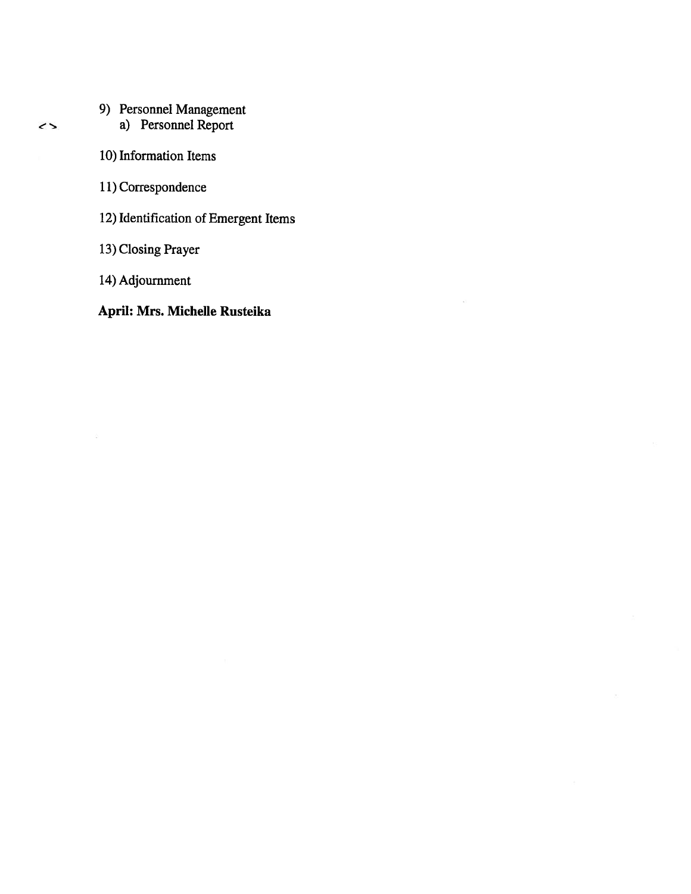9) Personnel Management
   a) Personnel Report

10) Information Items

11) Correspondence

12) Identification of Emergent Items

13) Closing Prayer

14) Adjournment

**April: Mrs. Michelle Rusteika**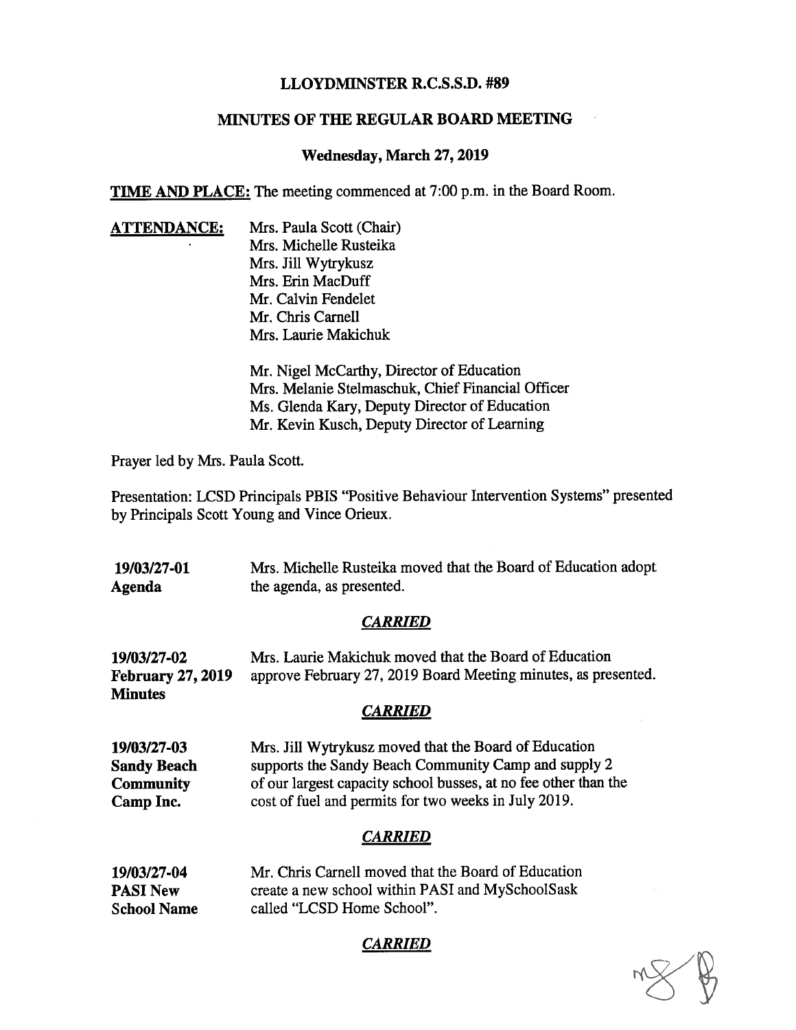**LLOYDMINSTER R.C.S.S.D. #89**

**MINUTES OF THE REGULAR BOARD MEETING**

**Wednesday, March 27, 2019**

**TIME AND PLACE:** The meeting commenced at 7:00 p.m. in the Board Room.

**ATTENDANCE:**
Mrs. Paula Scott (Chair)
Mrs. Michelle Rusteika
Mrs. Jill Wytrykusz
Mrs. Erin MacDuff
Mr. Calvin Fendelet
Mr. Chris Carnell
Mrs. Laurie Makichuk

Mr. Nigel McCarthy, Director of Education
Mrs. Melanie Stelmaschuk, Chief Financial Officer
Ms. Glenda Kary, Deputy Director of Education
Mr. Kevin Kusch, Deputy Director of Learning

Prayer led by Mrs. Paula Scott.

Presentation: LCSD Principals PBIS "Positive Behaviour Intervention Systems" presented by Principals Scott Young and Vince Orieux.

**19/03/27-01**
**Agenda**

Mrs. Michelle Rusteika moved that the Board of Education adopt the agenda, as presented.

***CARRIED***

**19/03/27-02**
**February 27, 2019 Minutes**

Mrs. Laurie Makichuk moved that the Board of Education approve February 27, 2019 Board Meeting minutes, as presented.

***CARRIED***

**19/03/27-03**
**Sandy Beach Community Camp Inc.**

Mrs. Jill Wytrykusz moved that the Board of Education supports the Sandy Beach Community Camp and supply 2 of our largest capacity school busses, at no fee other than the cost of fuel and permits for two weeks in July 2019.

***CARRIED***

**19/03/27-04**
**PASI New School Name**

Mr. Chris Carnell moved that the Board of Education create a new school within PASI and MySchoolSask called "LCSD Home School".

***CARRIED***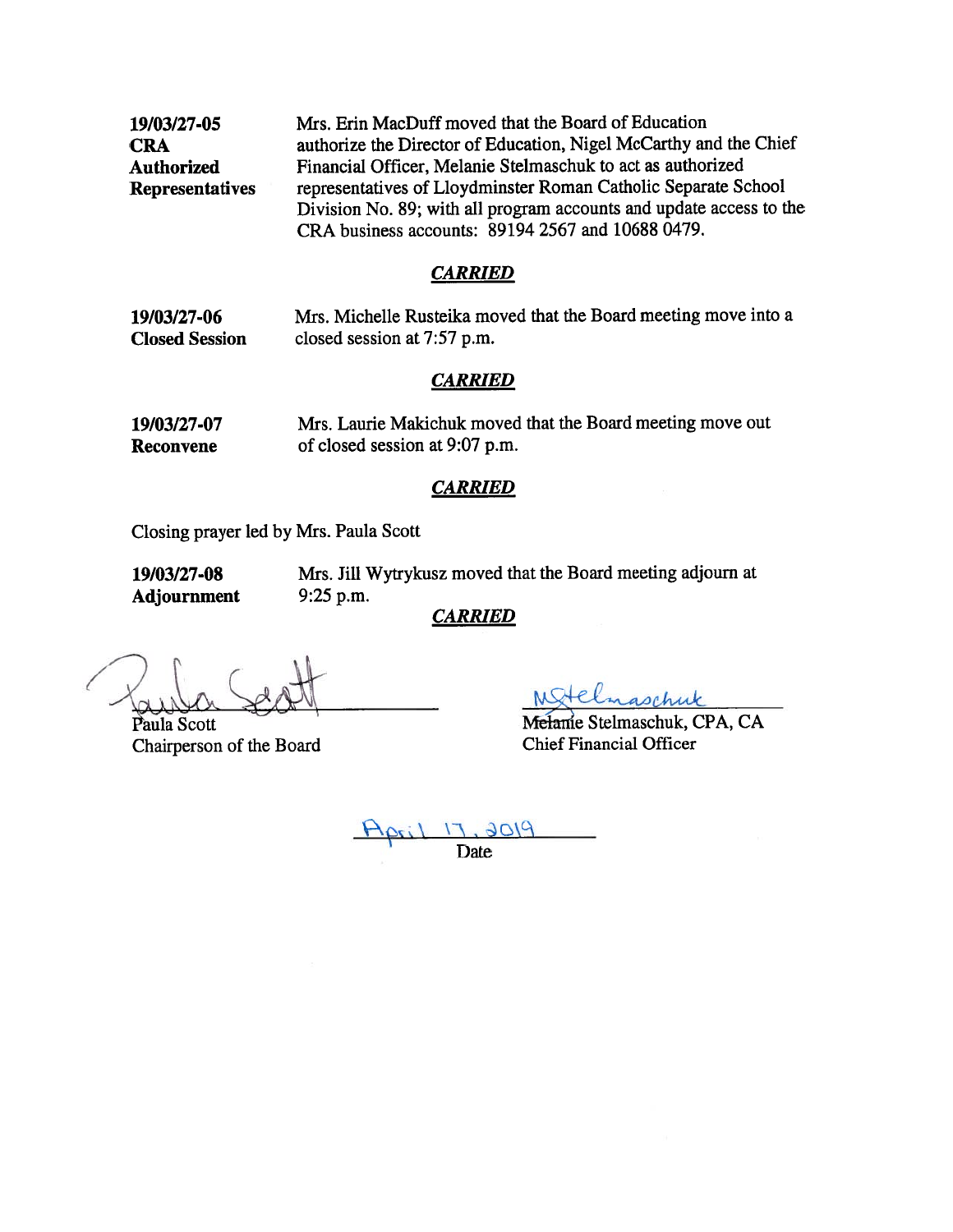| | |
|---|---|
| **19/03/27-05 CRA Authorized Representatives** | Mrs. Erin MacDuff moved that the Board of Education authorize the Director of Education, Nigel McCarthy and the Chief Financial Officer, Melanie Stelmaschuk to act as authorized representatives of Lloydminster Roman Catholic Separate School Division No. 89; with all program accounts and update access to the CRA business accounts: 89194 2567 and 10688 0479. |

***CARRIED***

| | |
|---|---|
| **19/03/27-06 Closed Session** | Mrs. Michelle Rusteika moved that the Board meeting move into a closed session at 7:57 p.m. |

***CARRIED***

| | |
|---|---|
| **19/03/27-07 Reconvene** | Mrs. Laurie Makichuk moved that the Board meeting move out of closed session at 9:07 p.m. |

***CARRIED***

Closing prayer led by Mrs. Paula Scott

| | |
|---|---|
| **19/03/27-08 Adjournment** | Mrs. Jill Wytrykusz moved that the Board meeting adjourn at 9:25 p.m. |

***CARRIED***

Paula Scott
Chairperson of the Board

Melanie Stelmaschuk, CPA, CA
Chief Financial Officer

April 17, 2019
Date